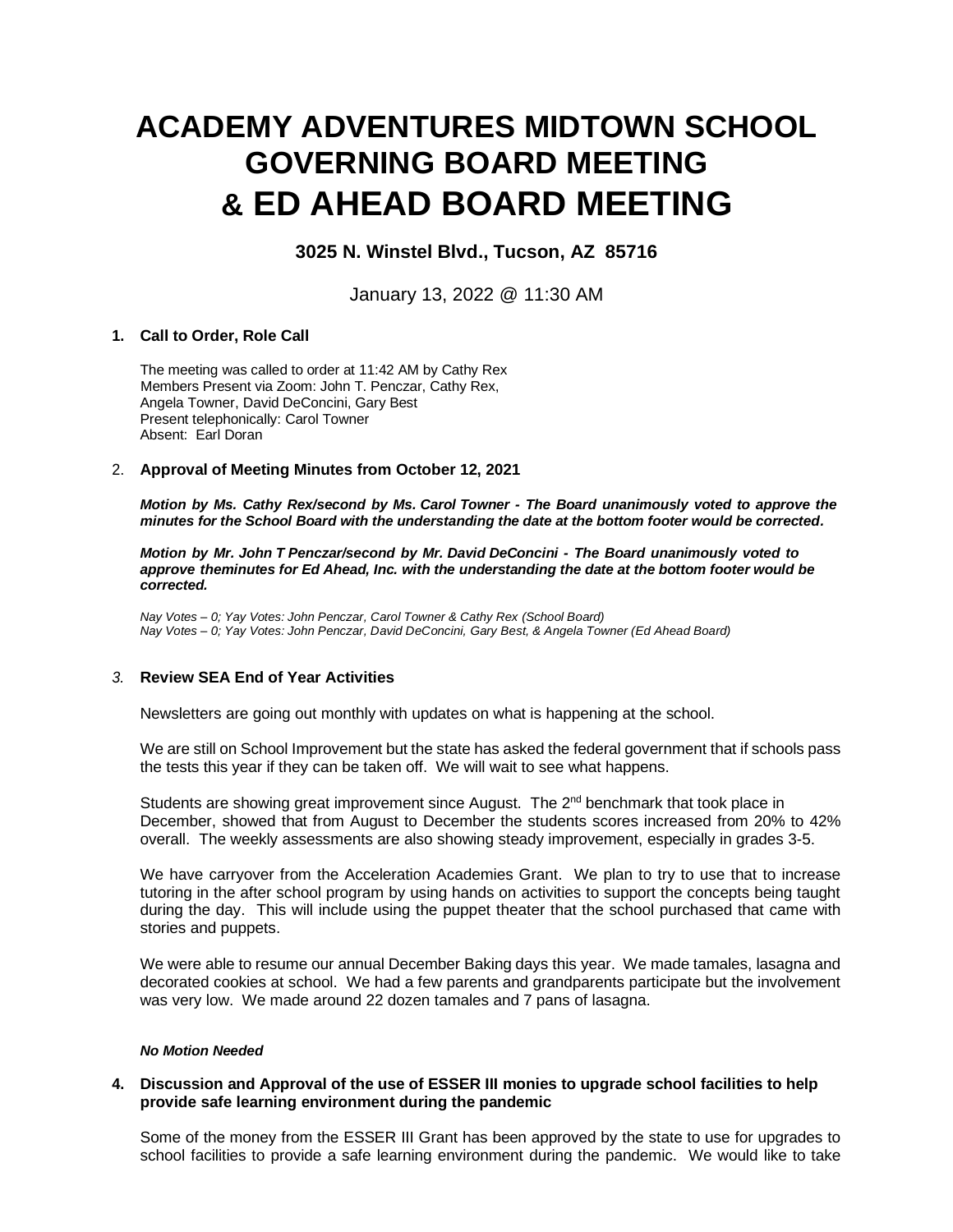# ACADEMY ADVENTURES MIDTOWN SCHOOL GOVERNING BOARD MEETING & ED AHEAD BOARD MEETING

### 3025 N. Winstel Blvd., Tucson, AZ 85716

January 13, 2022 @ 11:30 AM

**1. Call to Order, Role Call**

The meeting was called to order at 11:42 AM by Cathy Rex
Members Present via Zoom: John T. Penczar, Cathy Rex, Angela Towner, David DeConcini, Gary Best
Present telephonically: Carol Towner
Absent: Earl Doran

2. **Approval of Meeting Minutes from October 12, 2021**

***Motion by Ms. Cathy Rex/second by Ms. Carol Towner - The Board unanimously voted to approve the minutes for the School Board with the understanding the date at the bottom footer would be corrected.***

***Motion by Mr. John T Penczar/second by Mr. David DeConcini - The Board unanimously voted to approve theminutes for Ed Ahead, Inc. with the understanding the date at the bottom footer would be corrected.***

*Nay Votes – 0; Yay Votes: John Penczar, Carol Towner & Cathy Rex (School Board)*
*Nay Votes – 0; Yay Votes: John Penczar, David DeConcini, Gary Best, & Angela Towner (Ed Ahead Board)*

*3.* **Review SEA End of Year Activities**

Newsletters are going out monthly with updates on what is happening at the school.

We are still on School Improvement but the state has asked the federal government that if schools pass the tests this year if they can be taken off. We will wait to see what happens.

Students are showing great improvement since August. The 2nd benchmark that took place in December, showed that from August to December the students scores increased from 20% to 42% overall. The weekly assessments are also showing steady improvement, especially in grades 3-5.

We have carryover from the Acceleration Academies Grant. We plan to try to use that to increase tutoring in the after school program by using hands on activities to support the concepts being taught during the day. This will include using the puppet theater that the school purchased that came with stories and puppets.

We were able to resume our annual December Baking days this year. We made tamales, lasagna and decorated cookies at school. We had a few parents and grandparents participate but the involvement was very low. We made around 22 dozen tamales and 7 pans of lasagna.

***No Motion Needed***

**4. Discussion and Approval of the use of ESSER III monies to upgrade school facilities to help provide safe learning environment during the pandemic**

Some of the money from the ESSER III Grant has been approved by the state to use for upgrades to school facilities to provide a safe learning environment during the pandemic. We would like to take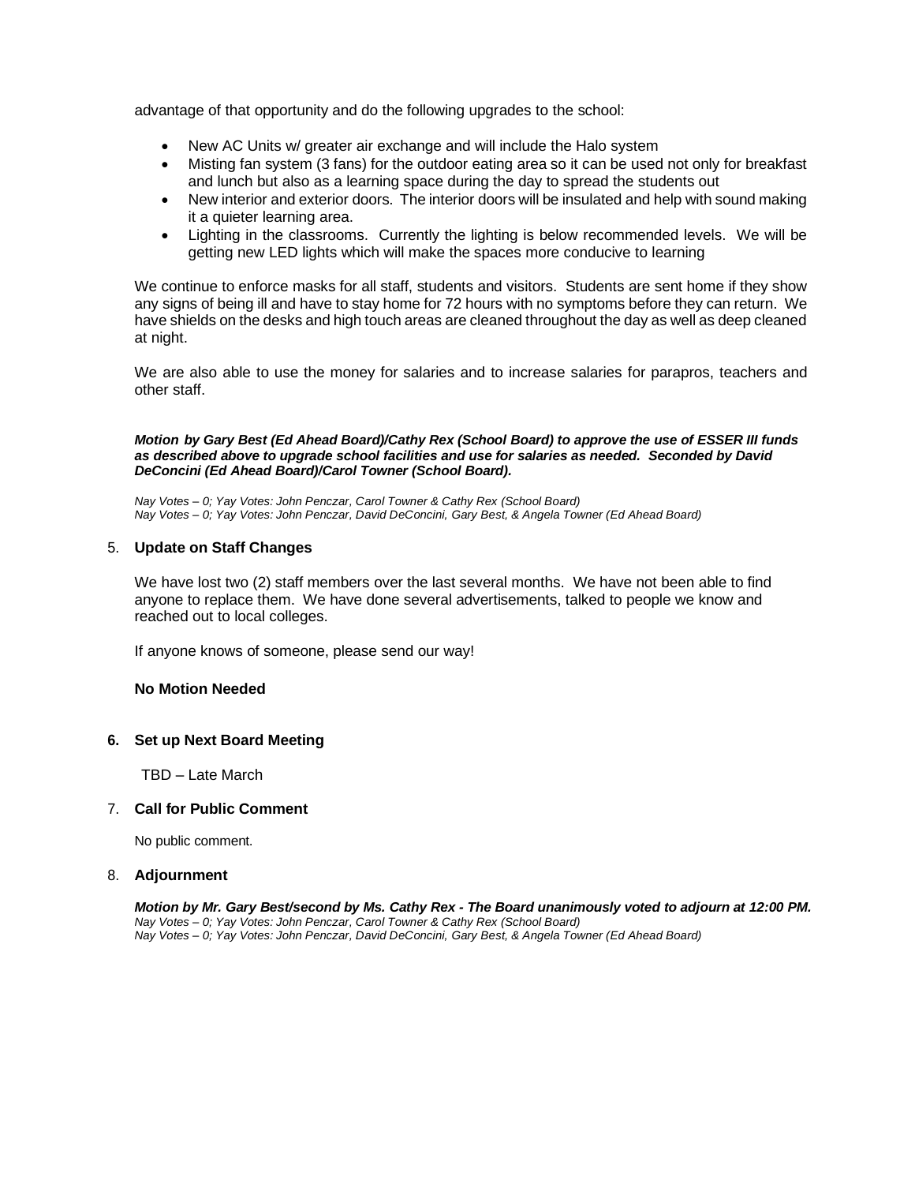advantage of that opportunity and do the following upgrades to the school:

- New AC Units w/ greater air exchange and will include the Halo system
- Misting fan system (3 fans) for the outdoor eating area so it can be used not only for breakfast and lunch but also as a learning space during the day to spread the students out
- New interior and exterior doors. The interior doors will be insulated and help with sound making it a quieter learning area.
- Lighting in the classrooms. Currently the lighting is below recommended levels. We will be getting new LED lights which will make the spaces more conducive to learning

We continue to enforce masks for all staff, students and visitors. Students are sent home if they show any signs of being ill and have to stay home for 72 hours with no symptoms before they can return. We have shields on the desks and high touch areas are cleaned throughout the day as well as deep cleaned at night.

We are also able to use the money for salaries and to increase salaries for parapros, teachers and other staff.

***Motion by Gary Best (Ed Ahead Board)/Cathy Rex (School Board) to approve the use of ESSER III funds as described above to upgrade school facilities and use for salaries as needed. Seconded by David DeConcini (Ed Ahead Board)/Carol Towner (School Board).***

*Nay Votes – 0; Yay Votes: John Penczar, Carol Towner & Cathy Rex (School Board)*
*Nay Votes – 0; Yay Votes: John Penczar, David DeConcini, Gary Best, & Angela Towner (Ed Ahead Board)*

5. **Update on Staff Changes**

We have lost two (2) staff members over the last several months. We have not been able to find anyone to replace them. We have done several advertisements, talked to people we know and reached out to local colleges.

If anyone knows of someone, please send our way!

**No Motion Needed**

6. **Set up Next Board Meeting**

TBD – Late March

7. **Call for Public Comment**

No public comment.

8. **Adjournment**

***Motion by Mr. Gary Best/second by Ms. Cathy Rex - The Board unanimously voted to adjourn at 12:00 PM.***
*Nay Votes – 0; Yay Votes: John Penczar, Carol Towner & Cathy Rex (School Board)*
*Nay Votes – 0; Yay Votes: John Penczar, David DeConcini, Gary Best, & Angela Towner (Ed Ahead Board)*